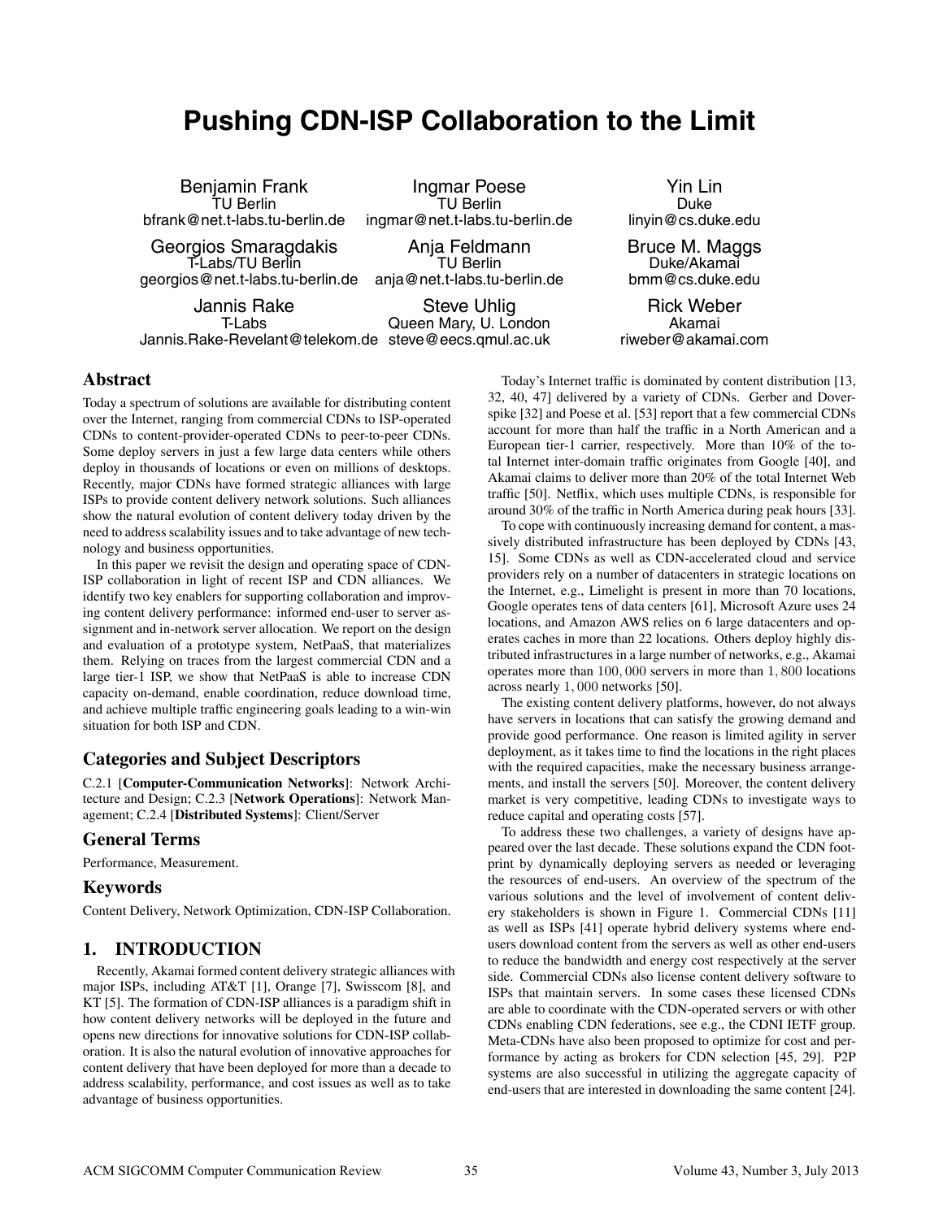# Pushing CDN-ISP Collaboration to the Limit

Benjamin Frank
TU Berlin
bfrank@net.t-labs.tu-berlin.de

Ingmar Poese
TU Berlin
ingmar@net.t-labs.tu-berlin.de

Yin Lin
Duke
linyin@cs.duke.edu

Georgios Smaragdakis
T-Labs/TU Berlin
georgios@net.t-labs.tu-berlin.de

Anja Feldmann
TU Berlin
anja@net.t-labs.tu-berlin.de

Bruce M. Maggs
Duke/Akamai
bmm@cs.duke.edu

Jannis Rake
T-Labs
Jannis.Rake-Revelant@telekom.de

Steve Uhlig
Queen Mary, U. London
steve@eecs.qmul.ac.uk

Rick Weber
Akamai
riweber@akamai.com

## Abstract

Today a spectrum of solutions are available for distributing content over the Internet, ranging from commercial CDNs to ISP-operated CDNs to content-provider-operated CDNs to peer-to-peer CDNs. Some deploy servers in just a few large data centers while others deploy in thousands of locations or even on millions of desktops. Recently, major CDNs have formed strategic alliances with large ISPs to provide content delivery network solutions. Such alliances show the natural evolution of content delivery today driven by the need to address scalability issues and to take advantage of new technology and business opportunities.

In this paper we revisit the design and operating space of CDN-ISP collaboration in light of recent ISP and CDN alliances. We identify two key enablers for supporting collaboration and improving content delivery performance: informed end-user to server assignment and in-network server allocation. We report on the design and evaluation of a prototype system, NetPaaS, that materializes them. Relying on traces from the largest commercial CDN and a large tier-1 ISP, we show that NetPaaS is able to increase CDN capacity on-demand, enable coordination, reduce download time, and achieve multiple traffic engineering goals leading to a win-win situation for both ISP and CDN.

## Categories and Subject Descriptors

C.2.1 [**Computer-Communication Networks**]: Network Architecture and Design; C.2.3 [**Network Operations**]: Network Management; C.2.4 [**Distributed Systems**]: Client/Server

## General Terms

Performance, Measurement.

## Keywords

Content Delivery, Network Optimization, CDN-ISP Collaboration.

## 1. INTRODUCTION

Recently, Akamai formed content delivery strategic alliances with major ISPs, including AT&T [1], Orange [7], Swisscom [8], and KT [5]. The formation of CDN-ISP alliances is a paradigm shift in how content delivery networks will be deployed in the future and opens new directions for innovative solutions for CDN-ISP collaboration. It is also the natural evolution of innovative approaches for content delivery that have been deployed for more than a decade to address scalability, performance, and cost issues as well as to take advantage of business opportunities.

Today's Internet traffic is dominated by content distribution [13, 32, 40, 47] delivered by a variety of CDNs. Gerber and Doverspike [32] and Poese et al. [53] report that a few commercial CDNs account for more than half the traffic in a North American and a European tier-1 carrier, respectively. More than 10% of the total Internet inter-domain traffic originates from Google [40], and Akamai claims to deliver more than 20% of the total Internet Web traffic [50]. Netflix, which uses multiple CDNs, is responsible for around 30% of the traffic in North America during peak hours [33].

To cope with continuously increasing demand for content, a massively distributed infrastructure has been deployed by CDNs [43, 15]. Some CDNs as well as CDN-accelerated cloud and service providers rely on a number of datacenters in strategic locations on the Internet, e.g., Limelight is present in more than 70 locations, Google operates tens of data centers [61], Microsoft Azure uses 24 locations, and Amazon AWS relies on 6 large datacenters and operates caches in more than 22 locations. Others deploy highly distributed infrastructures in a large number of networks, e.g., Akamai operates more than $100,000$ servers in more than $1,800$ locations across nearly $1,000$ networks [50].

The existing content delivery platforms, however, do not always have servers in locations that can satisfy the growing demand and provide good performance. One reason is limited agility in server deployment, as it takes time to find the locations in the right places with the required capacities, make the necessary business arrangements, and install the servers [50]. Moreover, the content delivery market is very competitive, leading CDNs to investigate ways to reduce capital and operating costs [57].

To address these two challenges, a variety of designs have appeared over the last decade. These solutions expand the CDN footprint by dynamically deploying servers as needed or leveraging the resources of end-users. An overview of the spectrum of the various solutions and the level of involvement of content delivery stakeholders is shown in Figure 1. Commercial CDNs [11] as well as ISPs [41] operate hybrid delivery systems where end-users download content from the servers as well as other end-users to reduce the bandwidth and energy cost respectively at the server side. Commercial CDNs also license content delivery software to ISPs that maintain servers. In some cases these licensed CDNs are able to coordinate with the CDN-operated servers or with other CDNs enabling CDN federations, see e.g., the CDNI IETF group. Meta-CDNs have also been proposed to optimize for cost and performance by acting as brokers for CDN selection [45, 29]. P2P systems are also successful in utilizing the aggregate capacity of end-users that are interested in downloading the same content [24].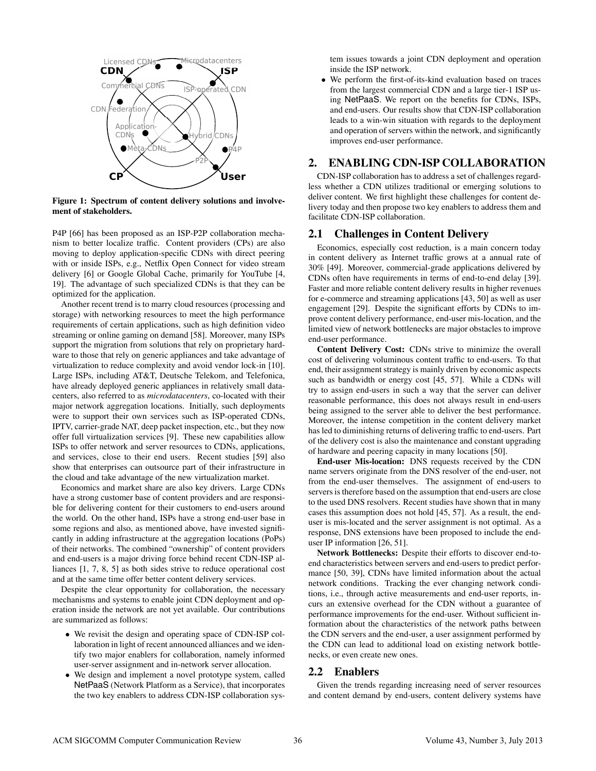Licensed CDNs
Microdatacenters
CDN
ISP
Commercial CDNs
ISP-operated CDN
CDN Federation
Application-CDNs
Hybrid CDNs
Meta-CDNs
P4P
P2P
CP
User

**Figure 1: Spectrum of content delivery solutions and involvement of stakeholders.**

P4P [66] has been proposed as an ISP-P2P collaboration mechanism to better localize traffic. Content providers (CPs) are also moving to deploy application-specific CDNs with direct peering with or inside ISPs, e.g., Netflix Open Connect for video stream delivery [6] or Google Global Cache, primarily for YouTube [4, 19]. The advantage of such specialized CDNs is that they can be optimized for the application.

Another recent trend is to marry cloud resources (processing and storage) with networking resources to meet the high performance requirements of certain applications, such as high definition video streaming or online gaming on demand [58]. Moreover, many ISPs support the migration from solutions that rely on proprietary hardware to those that rely on generic appliances and take advantage of virtualization to reduce complexity and avoid vendor lock-in [10]. Large ISPs, including AT&T, Deutsche Telekom, and Telefonica, have already deployed generic appliances in relatively small datacenters, also referred to as *microdatacenters*, co-located with their major network aggregation locations. Initially, such deployments were to support their own services such as ISP-operated CDNs, IPTV, carrier-grade NAT, deep packet inspection, etc., but they now offer full virtualization services [9]. These new capabilities allow ISPs to offer network and server resources to CDNs, applications, and services, close to their end users. Recent studies [59] also show that enterprises can outsource part of their infrastructure in the cloud and take advantage of the new virtualization market.

Economics and market share are also key drivers. Large CDNs have a strong customer base of content providers and are responsible for delivering content for their customers to end-users around the world. On the other hand, ISPs have a strong end-user base in some regions and also, as mentioned above, have invested significantly in adding infrastructure at the aggregation locations (PoPs) of their networks. The combined "ownership" of content providers and end-users is a major driving force behind recent CDN-ISP alliances [1, 7, 8, 5] as both sides strive to reduce operational cost and at the same time offer better content delivery services.

Despite the clear opportunity for collaboration, the necessary mechanisms and systems to enable joint CDN deployment and operation inside the network are not yet available. Our contributions are summarized as follows:

- We revisit the design and operating space of CDN-ISP collaboration in light of recent announced alliances and we identify two major enablers for collaboration, namely informed user-server assignment and in-network server allocation.
- We design and implement a novel prototype system, called NetPaaS (Network Platform as a Service), that incorporates the two key enablers to address CDN-ISP collaboration system issues towards a joint CDN deployment and operation inside the ISP network.
- We perform the first-of-its-kind evaluation based on traces from the largest commercial CDN and a large tier-1 ISP using NetPaaS. We report on the benefits for CDNs, ISPs, and end-users. Our results show that CDN-ISP collaboration leads to a win-win situation with regards to the deployment and operation of servers within the network, and significantly improves end-user performance.

## 2. ENABLING CDN-ISP COLLABORATION

CDN-ISP collaboration has to address a set of challenges regardless whether a CDN utilizes traditional or emerging solutions to deliver content. We first highlight these challenges for content delivery today and then propose two key enablers to address them and facilitate CDN-ISP collaboration.

### 2.1 Challenges in Content Delivery

Economics, especially cost reduction, is a main concern today in content delivery as Internet traffic grows at a annual rate of 30% [49]. Moreover, commercial-grade applications delivered by CDNs often have requirements in terms of end-to-end delay [39]. Faster and more reliable content delivery results in higher revenues for e-commerce and streaming applications [43, 50] as well as user engagement [29]. Despite the significant efforts by CDNs to improve content delivery performance, end-user mis-location, and the limited view of network bottlenecks are major obstacles to improve end-user performance.

**Content Delivery Cost:** CDNs strive to minimize the overall cost of delivering voluminous content traffic to end-users. To that end, their assignment strategy is mainly driven by economic aspects such as bandwidth or energy cost [45, 57]. While a CDNs will try to assign end-users in such a way that the server can deliver reasonable performance, this does not always result in end-users being assigned to the server able to deliver the best performance. Moreover, the intense competition in the content delivery market has led to diminishing returns of delivering traffic to end-users. Part of the delivery cost is also the maintenance and constant upgrading of hardware and peering capacity in many locations [50].

**End-user Mis-location:** DNS requests received by the CDN name servers originate from the DNS resolver of the end-user, not from the end-user themselves. The assignment of end-users to servers is therefore based on the assumption that end-users are close to the used DNS resolvers. Recent studies have shown that in many cases this assumption does not hold [45, 57]. As a result, the end-user is mis-located and the server assignment is not optimal. As a response, DNS extensions have been proposed to include the end-user IP information [26, 51].

**Network Bottlenecks:** Despite their efforts to discover end-to-end characteristics between servers and end-users to predict performance [50, 39], CDNs have limited information about the actual network conditions. Tracking the ever changing network conditions, i.e., through active measurements and end-user reports, incurs an extensive overhead for the CDN without a guarantee of performance improvements for the end-user. Without sufficient information about the characteristics of the network paths between the CDN servers and the end-user, a user assignment performed by the CDN can lead to additional load on existing network bottlenecks, or even create new ones.

### 2.2 Enablers

Given the trends regarding increasing need of server resources and content demand by end-users, content delivery systems have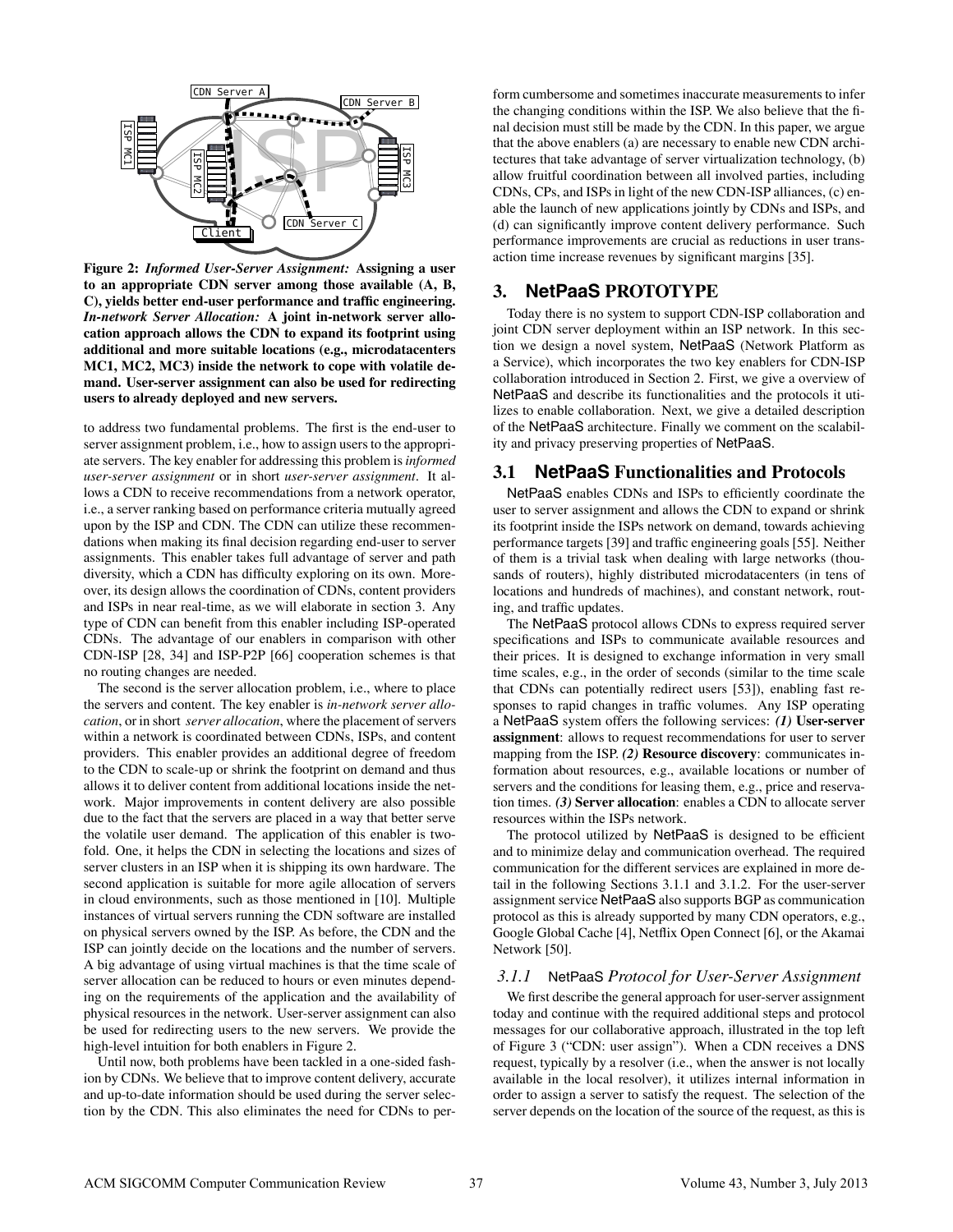CDN Server A

CDN Server B

ISP MC1

ISP MC2

ISP

ISP MC3

Client

CDN Server C

**Figure 2: *Informed User-Server Assignment:* Assigning a user to an appropriate CDN server among those available (A, B, C), yields better end-user performance and traffic engineering. *In-network Server Allocation:* A joint in-network server allocation approach allows the CDN to expand its footprint using additional and more suitable locations (e.g., microdatacenters MC1, MC2, MC3) inside the network to cope with volatile demand. User-server assignment can also be used for redirecting users to already deployed and new servers.**

to address two fundamental problems. The first is the end-user to server assignment problem, i.e., how to assign users to the appropriate servers. The key enabler for addressing this problem is *informed user-server assignment* or in short *user-server assignment*. It allows a CDN to receive recommendations from a network operator, i.e., a server ranking based on performance criteria mutually agreed upon by the ISP and CDN. The CDN can utilize these recommendations when making its final decision regarding end-user to server assignments. This enabler takes full advantage of server and path diversity, which a CDN has difficulty exploring on its own. Moreover, its design allows the coordination of CDNs, content providers and ISPs in near real-time, as we will elaborate in section 3. Any type of CDN can benefit from this enabler including ISP-operated CDNs. The advantage of our enablers in comparison with other CDN-ISP [28, 34] and ISP-P2P [66] cooperation schemes is that no routing changes are needed.

The second is the server allocation problem, i.e., where to place the servers and content. The key enabler is *in-network server allocation*, or in short *server allocation*, where the placement of servers within a network is coordinated between CDNs, ISPs, and content providers. This enabler provides an additional degree of freedom to the CDN to scale-up or shrink the footprint on demand and thus allows it to deliver content from additional locations inside the network. Major improvements in content delivery are also possible due to the fact that the servers are placed in a way that better serve the volatile user demand. The application of this enabler is twofold. One, it helps the CDN in selecting the locations and sizes of server clusters in an ISP when it is shipping its own hardware. The second application is suitable for more agile allocation of servers in cloud environments, such as those mentioned in [10]. Multiple instances of virtual servers running the CDN software are installed on physical servers owned by the ISP. As before, the CDN and the ISP can jointly decide on the locations and the number of servers. A big advantage of using virtual machines is that the time scale of server allocation can be reduced to hours or even minutes depending on the requirements of the application and the availability of physical resources in the network. User-server assignment can also be used for redirecting users to the new servers. We provide the high-level intuition for both enablers in Figure 2.

Until now, both problems have been tackled in a one-sided fashion by CDNs. We believe that to improve content delivery, accurate and up-to-date information should be used during the server selection by the CDN. This also eliminates the need for CDNs to perform cumbersome and sometimes inaccurate measurements to infer the changing conditions within the ISP. We also believe that the final decision must still be made by the CDN. In this paper, we argue that the above enablers (a) are necessary to enable new CDN architectures that take advantage of server virtualization technology, (b) allow fruitful coordination between all involved parties, including CDNs, CPs, and ISPs in light of the new CDN-ISP alliances, (c) enable the launch of new applications jointly by CDNs and ISPs, and (d) can significantly improve content delivery performance. Such performance improvements are crucial as reductions in user transaction time increase revenues by significant margins [35].

## 3. NetPaaS PROTOTYPE

Today there is no system to support CDN-ISP collaboration and joint CDN server deployment within an ISP network. In this section we design a novel system, NetPaaS (Network Platform as a Service), which incorporates the two key enablers for CDN-ISP collaboration introduced in Section 2. First, we give a overview of NetPaaS and describe its functionalities and the protocols it utilizes to enable collaboration. Next, we give a detailed description of the NetPaaS architecture. Finally we comment on the scalability and privacy preserving properties of NetPaaS.

### 3.1 NetPaaS Functionalities and Protocols

NetPaaS enables CDNs and ISPs to efficiently coordinate the user to server assignment and allows the CDN to expand or shrink its footprint inside the ISPs network on demand, towards achieving performance targets [39] and traffic engineering goals [55]. Neither of them is a trivial task when dealing with large networks (thousands of routers), highly distributed microdatacenters (in tens of locations and hundreds of machines), and constant network, routing, and traffic updates.

The NetPaaS protocol allows CDNs to express required server specifications and ISPs to communicate available resources and their prices. It is designed to exchange information in very small time scales, e.g., in the order of seconds (similar to the time scale that CDNs can potentially redirect users [53]), enabling fast responses to rapid changes in traffic volumes. Any ISP operating a NetPaaS system offers the following services: ***(1)*** **User-server assignment**: allows to request recommendations for user to server mapping from the ISP. ***(2)*** **Resource discovery**: communicates information about resources, e.g., available locations or number of servers and the conditions for leasing them, e.g., price and reservation times. ***(3)*** **Server allocation**: enables a CDN to allocate server resources within the ISPs network.

The protocol utilized by NetPaaS is designed to be efficient and to minimize delay and communication overhead. The required communication for the different services are explained in more detail in the following Sections 3.1.1 and 3.1.2. For the user-server assignment service NetPaaS also supports BGP as communication protocol as this is already supported by many CDN operators, e.g., Google Global Cache [4], Netflix Open Connect [6], or the Akamai Network [50].

#### *3.1.1 NetPaaS Protocol for User-Server Assignment*

We first describe the general approach for user-server assignment today and continue with the required additional steps and protocol messages for our collaborative approach, illustrated in the top left of Figure 3 ("CDN: user assign"). When a CDN receives a DNS request, typically by a resolver (i.e., when the answer is not locally available in the local resolver), it utilizes internal information in order to assign a server to satisfy the request. The selection of the server depends on the location of the source of the request, as this is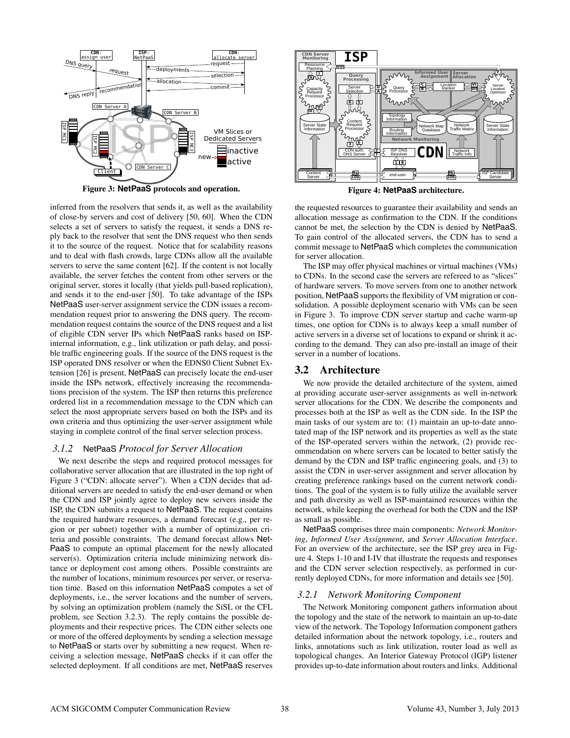Figure 3: **NetPaaS** protocols and operation.

Figure 4: **NetPaaS** architecture.

inferred from the resolvers that sends it, as well as the availability of close-by servers and cost of delivery [50, 60]. When the CDN selects a set of servers to satisfy the request, it sends a DNS reply back to the resolver that sent the DNS request who then sends it to the source of the request. Notice that for scalability reasons and to deal with flash crowds, large CDNs allow all the available servers to serve the same content [62]. If the content is not locally available, the server fetches the content from other servers or the original server, stores it locally (that yields pull-based replication), and sends it to the end-user [50]. To take advantage of the ISPs NetPaaS user-server assignment service the CDN issues a recommendation request prior to answering the DNS query. The recommendation request contains the source of the DNS request and a list of eligible CDN server IPs which NetPaaS ranks based on ISP-internal information, e.g., link utilization or path delay, and possible traffic engineering goals. If the source of the DNS request is the ISP operated DNS resolver or when the EDNS0 Client Subnet Extension [26] is present, NetPaaS can precisely locate the end-user inside the ISPs network, effectively increasing the recommendations precision of the system. The ISP then returns this preference ordered list in a recommendation message to the CDN which can select the most appropriate servers based on both the ISPs and its own criteria and thus optimizing the user-server assignment while staying in complete control of the final server selection process.

### 3.1.2 NetPaaS *Protocol for Server Allocation*

We next describe the steps and required protocol messages for collaborative server allocation that are illustrated in the top right of Figure 3 ("CDN: allocate server"). When a CDN decides that additional servers are needed to satisfy the end-user demand or when the CDN and ISP jointly agree to deploy new servers inside the ISP, the CDN submits a request to NetPaaS. The request contains the required hardware resources, a demand forecast (e.g., per region or per subnet) together with a number of optimization criteria and possible constraints. The demand forecast allows NetPaaS to compute an optimal placement for the newly allocated server(s). Optimization criteria include minimizing network distance or deployment cost among others. Possible constraints are the number of locations, minimum resources per server, or reservation time. Based on this information NetPaaS computes a set of deployments, i.e., the server locations and the number of servers, by solving an optimization problem (namely the SiSL or the CFL problem, see Section 3.2.3). The reply contains the possible deployments and their respective prices. The CDN either selects one or more of the offered deployments by sending a selection message to NetPaaS or starts over by submitting a new request. When receiving a selection message, NetPaaS checks if it can offer the selected deployment. If all conditions are met, NetPaaS reserves the requested resources to guarantee their availability and sends an allocation message as confirmation to the CDN. If the conditions cannot be met, the selection by the CDN is denied by NetPaaS. To gain control of the allocated servers, the CDN has to send a commit message to NetPaaS which completes the communication for server allocation.

The ISP may offer physical machines or virtual machines (VMs) to CDNs. In the second case the servers are refereed to as "slices" of hardware servers. To move servers from one to another network position, NetPaaS supports the flexibility of VM migration or consolidation. A possible deployment scenario with VMs can be seen in Figure 3. To improve CDN server startup and cache warm-up times, one option for CDNs is to always keep a small number of active servers in a diverse set of locations to expand or shrink it according to the demand. They can also pre-install an image of their server in a number of locations.

## 3.2 Architecture

We now provide the detailed architecture of the system, aimed at providing accurate user-server assignments as well in-network server allocations for the CDN. We describe the components and processes both at the ISP as well as the CDN side. In the ISP the main tasks of our system are to: (1) maintain an up-to-date annotated map of the ISP network and its properties as well as the state of the ISP-operated servers within the network, (2) provide recommendation on where servers can be located to better satisfy the demand by the CDN and ISP traffic engineering goals, and (3) to assist the CDN in user-server assignment and server allocation by creating preference rankings based on the current network conditions. The goal of the system is to fully utilize the available server and path diversity as well as ISP-maintained resources within the network, while keeping the overhead for both the CDN and the ISP as small as possible.

NetPaaS comprises three main components: *Network Monitoring*, *Informed User Assignment*, and *Server Allocation Interface*. For an overview of the architecture, see the ISP grey area in Figure 4. Steps 1-10 and I-IV that illustrate the requests and responses and the CDN server selection respectively, as performed in currently deployed CDNs, for more information and details see [50].

### 3.2.1 Network Monitoring Component

The Network Monitoring component gathers information about the topology and the state of the network to maintain an up-to-date view of the network. The Topology Information component gathers detailed information about the network topology, i.e., routers and links, annotations such as link utilization, router load as well as topological changes. An Interior Gateway Protocol (IGP) listener provides up-to-date information about routers and links. Additional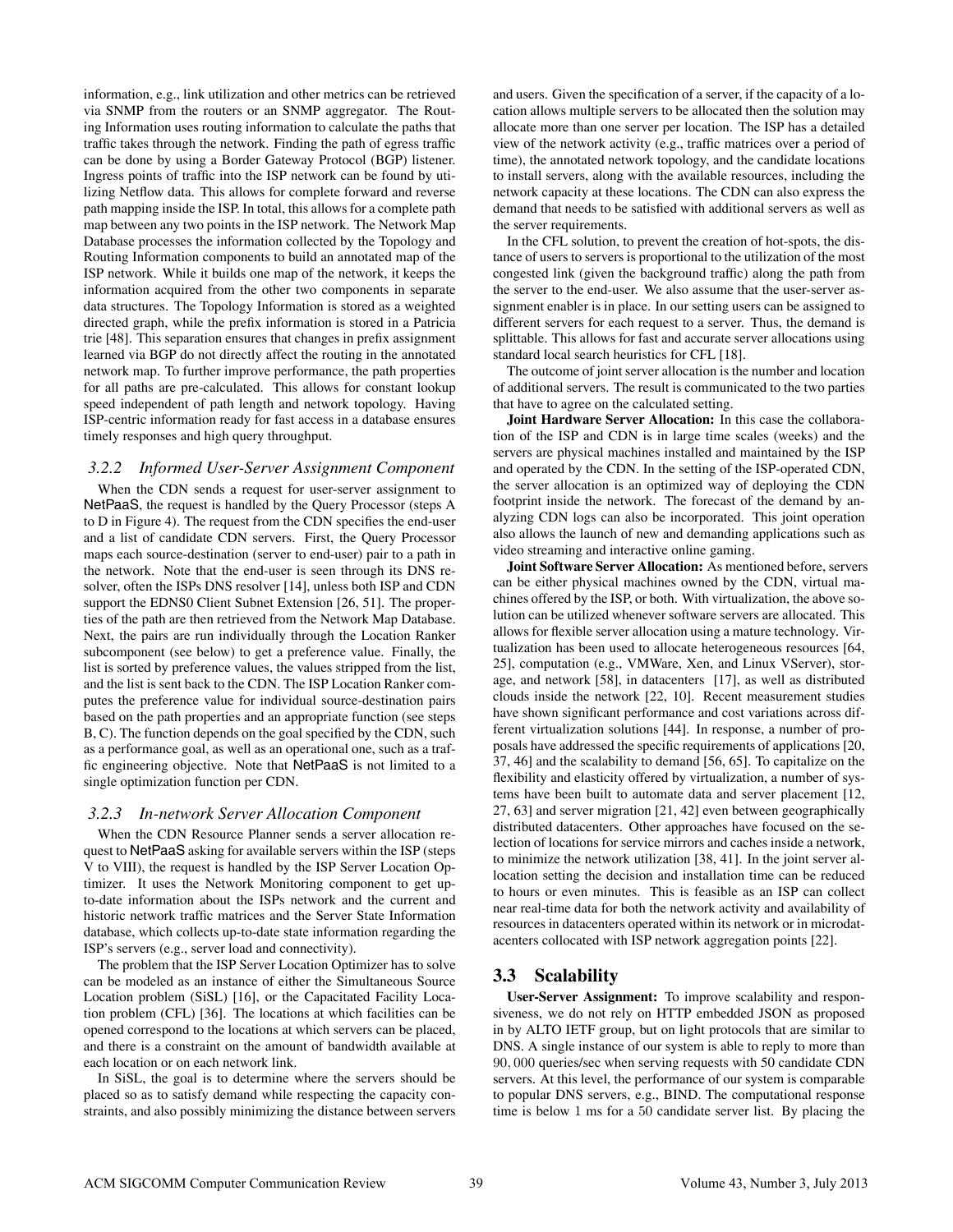information, e.g., link utilization and other metrics can be retrieved via SNMP from the routers or an SNMP aggregator. The Routing Information uses routing information to calculate the paths that traffic takes through the network. Finding the path of egress traffic can be done by using a Border Gateway Protocol (BGP) listener. Ingress points of traffic into the ISP network can be found by utilizing Netflow data. This allows for complete forward and reverse path mapping inside the ISP. In total, this allows for a complete path map between any two points in the ISP network. The Network Map Database processes the information collected by the Topology and Routing Information components to build an annotated map of the ISP network. While it builds one map of the network, it keeps the information acquired from the other two components in separate data structures. The Topology Information is stored as a weighted directed graph, while the prefix information is stored in a Patricia trie [48]. This separation ensures that changes in prefix assignment learned via BGP do not directly affect the routing in the annotated network map. To further improve performance, the path properties for all paths are pre-calculated. This allows for constant lookup speed independent of path length and network topology. Having ISP-centric information ready for fast access in a database ensures timely responses and high query throughput.

### 3.2.2 *Informed User-Server Assignment Component*

When the CDN sends a request for user-server assignment to NetPaaS, the request is handled by the Query Processor (steps A to D in Figure 4). The request from the CDN specifies the end-user and a list of candidate CDN servers. First, the Query Processor maps each source-destination (server to end-user) pair to a path in the network. Note that the end-user is seen through its DNS resolver, often the ISPs DNS resolver [14], unless both ISP and CDN support the EDNS0 Client Subnet Extension [26, 51]. The properties of the path are then retrieved from the Network Map Database. Next, the pairs are run individually through the Location Ranker subcomponent (see below) to get a preference value. Finally, the list is sorted by preference values, the values stripped from the list, and the list is sent back to the CDN. The ISP Location Ranker computes the preference value for individual source-destination pairs based on the path properties and an appropriate function (see steps B, C). The function depends on the goal specified by the CDN, such as a performance goal, as well as an operational one, such as a traffic engineering objective. Note that NetPaaS is not limited to a single optimization function per CDN.

### 3.2.3 *In-network Server Allocation Component*

When the CDN Resource Planner sends a server allocation request to NetPaaS asking for available servers within the ISP (steps V to VIII), the request is handled by the ISP Server Location Optimizer. It uses the Network Monitoring component to get up-to-date information about the ISPs network and the current and historic network traffic matrices and the Server State Information database, which collects up-to-date state information regarding the ISP's servers (e.g., server load and connectivity).

The problem that the ISP Server Location Optimizer has to solve can be modeled as an instance of either the Simultaneous Source Location problem (SiSL) [16], or the Capacitated Facility Location problem (CFL) [36]. The locations at which facilities can be opened correspond to the locations at which servers can be placed, and there is a constraint on the amount of bandwidth available at each location or on each network link.

In SiSL, the goal is to determine where the servers should be placed so as to satisfy demand while respecting the capacity constraints, and also possibly minimizing the distance between servers and users. Given the specification of a server, if the capacity of a location allows multiple servers to be allocated then the solution may allocate more than one server per location. The ISP has a detailed view of the network activity (e.g., traffic matrices over a period of time), the annotated network topology, and the candidate locations to install servers, along with the available resources, including the network capacity at these locations. The CDN can also express the demand that needs to be satisfied with additional servers as well as the server requirements.

In the CFL solution, to prevent the creation of hot-spots, the distance of users to servers is proportional to the utilization of the most congested link (given the background traffic) along the path from the server to the end-user. We also assume that the user-server assignment enabler is in place. In our setting users can be assigned to different servers for each request to a server. Thus, the demand is splittable. This allows for fast and accurate server allocations using standard local search heuristics for CFL [18].

The outcome of joint server allocation is the number and location of additional servers. The result is communicated to the two parties that have to agree on the calculated setting.

**Joint Hardware Server Allocation:** In this case the collaboration of the ISP and CDN is in large time scales (weeks) and the servers are physical machines installed and maintained by the ISP and operated by the CDN. In the setting of the ISP-operated CDN, the server allocation is an optimized way of deploying the CDN footprint inside the network. The forecast of the demand by analyzing CDN logs can also be incorporated. This joint operation also allows the launch of new and demanding applications such as video streaming and interactive online gaming.

**Joint Software Server Allocation:** As mentioned before, servers can be either physical machines owned by the CDN, virtual machines offered by the ISP, or both. With virtualization, the above solution can be utilized whenever software servers are allocated. This allows for flexible server allocation using a mature technology. Virtualization has been used to allocate heterogeneous resources [64, 25], computation (e.g., VMWare, Xen, and Linux VServer), storage, and network [58], in datacenters [17], as well as distributed clouds inside the network [22, 10]. Recent measurement studies have shown significant performance and cost variations across different virtualization solutions [44]. In response, a number of proposals have addressed the specific requirements of applications [20, 37, 46] and the scalability to demand [56, 65]. To capitalize on the flexibility and elasticity offered by virtualization, a number of systems have been built to automate data and server placement [12, 27, 63] and server migration [21, 42] even between geographically distributed datacenters. Other approaches have focused on the selection of locations for service mirrors and caches inside a network, to minimize the network utilization [38, 41]. In the joint server allocation setting the decision and installation time can be reduced to hours or even minutes. This is feasible as an ISP can collect near real-time data for both the network activity and availability of resources in datacenters operated within its network or in microdatacenters collocated with ISP network aggregation points [22].

## 3.3 Scalability

**User-Server Assignment:** To improve scalability and responsiveness, we do not rely on HTTP embedded JSON as proposed in by ALTO IETF group, but on light protocols that are similar to DNS. A single instance of our system is able to reply to more than $90,000$ queries/sec when serving requests with $50$ candidate CDN servers. At this level, the performance of our system is comparable to popular DNS servers, e.g., BIND. The computational response time is below $1$ ms for a $50$ candidate server list. By placing the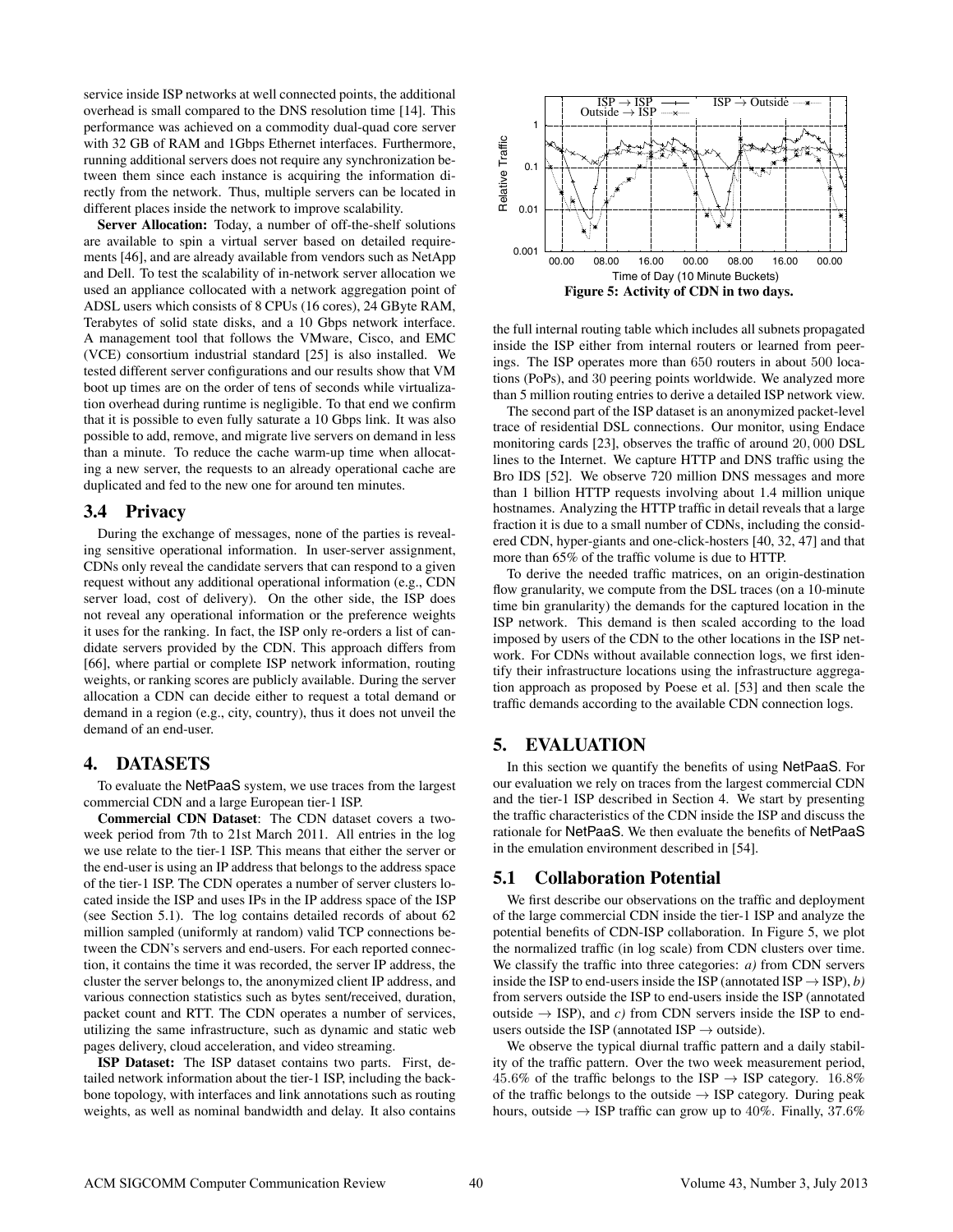service inside ISP networks at well connected points, the additional overhead is small compared to the DNS resolution time [14]. This performance was achieved on a commodity dual-quad core server with 32 GB of RAM and 1Gbps Ethernet interfaces. Furthermore, running additional servers does not require any synchronization between them since each instance is acquiring the information directly from the network. Thus, multiple servers can be located in different places inside the network to improve scalability.

**Server Allocation:** Today, a number of off-the-shelf solutions are available to spin a virtual server based on detailed requirements [46], and are already available from vendors such as NetApp and Dell. To test the scalability of in-network server allocation we used an appliance collocated with a network aggregation point of ADSL users which consists of 8 CPUs (16 cores), 24 GByte RAM, Terabytes of solid state disks, and a 10 Gbps network interface. A management tool that follows the VMware, Cisco, and EMC (VCE) consortium industrial standard [25] is also installed. We tested different server configurations and our results show that VM boot up times are on the order of tens of seconds while virtualization overhead during runtime is negligible. To that end we confirm that it is possible to even fully saturate a 10 Gbps link. It was also possible to add, remove, and migrate live servers on demand in less than a minute. To reduce the cache warm-up time when allocating a new server, the requests to an already operational cache are duplicated and fed to the new one for around ten minutes.

## 3.4 Privacy

During the exchange of messages, none of the parties is revealing sensitive operational information. In user-server assignment, CDNs only reveal the candidate servers that can respond to a given request without any additional operational information (e.g., CDN server load, cost of delivery). On the other side, the ISP does not reveal any operational information or the preference weights it uses for the ranking. In fact, the ISP only re-orders a list of candidate servers provided by the CDN. This approach differs from [66], where partial or complete ISP network information, routing weights, or ranking scores are publicly available. During the server allocation a CDN can decide either to request a total demand or demand in a region (e.g., city, country), thus it does not unveil the demand of an end-user.

# 4. DATASETS

To evaluate the NetPaaS system, we use traces from the largest commercial CDN and a large European tier-1 ISP.

**Commercial CDN Dataset**: The CDN dataset covers a two-week period from 7th to 21st March 2011. All entries in the log we use relate to the tier-1 ISP. This means that either the server or the end-user is using an IP address that belongs to the address space of the tier-1 ISP. The CDN operates a number of server clusters located inside the ISP and uses IPs in the IP address space of the ISP (see Section 5.1). The log contains detailed records of about 62 million sampled (uniformly at random) valid TCP connections between the CDN's servers and end-users. For each reported connection, it contains the time it was recorded, the server IP address, the cluster the server belongs to, the anonymized client IP address, and various connection statistics such as bytes sent/received, duration, packet count and RTT. The CDN operates a number of services, utilizing the same infrastructure, such as dynamic and static web pages delivery, cloud acceleration, and video streaming.

**ISP Dataset:** The ISP dataset contains two parts. First, detailed network information about the tier-1 ISP, including the backbone topology, with interfaces and link annotations such as routing weights, as well as nominal bandwidth and delay. It also contains the full internal routing table which includes all subnets propagated inside the ISP either from internal routers or learned from peerings. The ISP operates more than 650 routers in about 500 locations (PoPs), and 30 peering points worldwide. We analyzed more than 5 million routing entries to derive a detailed ISP network view.

**Figure 5: Activity of CDN in two days.**

The second part of the ISP dataset is an anonymized packet-level trace of residential DSL connections. Our monitor, using Endace monitoring cards [23], observes the traffic of around 20,000 DSL lines to the Internet. We capture HTTP and DNS traffic using the Bro IDS [52]. We observe 720 million DNS messages and more than 1 billion HTTP requests involving about 1.4 million unique hostnames. Analyzing the HTTP traffic in detail reveals that a large fraction it is due to a small number of CDNs, including the considered CDN, hyper-giants and one-click-hosters [40, 32, 47] and that more than 65% of the traffic volume is due to HTTP.

To derive the needed traffic matrices, on an origin-destination flow granularity, we compute from the DSL traces (on a 10-minute time bin granularity) the demands for the captured location in the ISP network. This demand is then scaled according to the load imposed by users of the CDN to the other locations in the ISP network. For CDNs without available connection logs, we first identify their infrastructure locations using the infrastructure aggregation approach as proposed by Poese et al. [53] and then scale the traffic demands according to the available CDN connection logs.

# 5. EVALUATION

In this section we quantify the benefits of using NetPaaS. For our evaluation we rely on traces from the largest commercial CDN and the tier-1 ISP described in Section 4. We start by presenting the traffic characteristics of the CDN inside the ISP and discuss the rationale for NetPaaS. We then evaluate the benefits of NetPaaS in the emulation environment described in [54].

## 5.1 Collaboration Potential

We first describe our observations on the traffic and deployment of the large commercial CDN inside the tier-1 ISP and analyze the potential benefits of CDN-ISP collaboration. In Figure 5, we plot the normalized traffic (in log scale) from CDN clusters over time. We classify the traffic into three categories: *a)* from CDN servers inside the ISP to end-users inside the ISP (annotated ISP → ISP), *b)* from servers outside the ISP to end-users inside the ISP (annotated outside → ISP), and *c)* from CDN servers inside the ISP to end-users outside the ISP (annotated ISP → outside).

We observe the typical diurnal traffic pattern and a daily stability of the traffic pattern. Over the two week measurement period, 45.6% of the traffic belongs to the ISP → ISP category. 16.8% of the traffic belongs to the outside → ISP category. During peak hours, outside → ISP traffic can grow up to 40%. Finally, 37.6%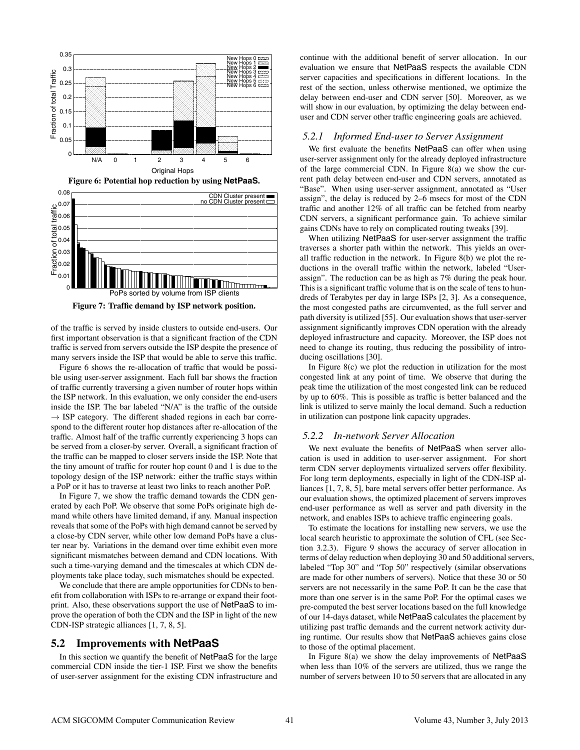0.35
0.3
0.25
0.2
0.15
0.1
0.05
0
Fraction of total Traffic
N/A 0 1 2 3 4 5 6
Original Hops
New Hops 0
New Hops 1
New Hops 2
New Hops 3
New Hops 4
New Hops 5
New Hops 6

**Figure 6: Potential hop reduction by using NetPaaS.**

0.08
0.07
0.06
0.05
0.04
0.03
0.02
0.01
0
Fraction of total traffic
PoPs sorted by volume from ISP clients
CDN Cluster present
no CDN Cluster present

**Figure 7: Traffic demand by ISP network position.**

of the traffic is served by inside clusters to outside end-users. Our first important observation is that a significant fraction of the CDN traffic is served from servers outside the ISP despite the presence of many servers inside the ISP that would be able to serve this traffic.

Figure 6 shows the re-allocation of traffic that would be possible using user-server assignment. Each full bar shows the fraction of traffic currently traversing a given number of router hops within the ISP network. In this evaluation, we only consider the end-users inside the ISP. The bar labeled "N/A" is the traffic of the outside $\rightarrow$ ISP category. The different shaded regions in each bar correspond to the different router hop distances after re-allocation of the traffic. Almost half of the traffic currently experiencing 3 hops can be served from a closer-by server. Overall, a significant fraction of the traffic can be mapped to closer servers inside the ISP. Note that the tiny amount of traffic for router hop count 0 and 1 is due to the topology design of the ISP network: either the traffic stays within a PoP or it has to traverse at least two links to reach another PoP.

In Figure 7, we show the traffic demand towards the CDN generated by each PoP. We observe that some PoPs originate high demand while others have limited demand, if any. Manual inspection reveals that some of the PoPs with high demand cannot be served by a close-by CDN server, while other low demand PoPs have a cluster near by. Variations in the demand over time exhibit even more significant mismatches between demand and CDN locations. With such a time-varying demand and the timescales at which CDN deployments take place today, such mismatches should be expected.

We conclude that there are ample opportunities for CDNs to benefit from collaboration with ISPs to re-arrange or expand their footprint. Also, these observations support the use of NetPaaS to improve the operation of both the CDN and the ISP in light of the new CDN-ISP strategic alliances [1, 7, 8, 5].

## 5.2 Improvements with NetPaaS

In this section we quantify the benefit of NetPaaS for the large commercial CDN inside the tier-1 ISP. First we show the benefits of user-server assignment for the existing CDN infrastructure and continue with the additional benefit of server allocation. In our evaluation we ensure that NetPaaS respects the available CDN server capacities and specifications in different locations. In the rest of the section, unless otherwise mentioned, we optimize the delay between end-user and CDN server [50]. Moreover, as we will show in our evaluation, by optimizing the delay between end-user and CDN server other traffic engineering goals are achieved.

### *5.2.1 Informed End-user to Server Assignment*

We first evaluate the benefits NetPaaS can offer when using user-server assignment only for the already deployed infrastructure of the large commercial CDN. In Figure 8(a) we show the current path delay between end-user and CDN servers, annotated as "Base". When using user-server assignment, annotated as "User assign", the delay is reduced by 2–6 msecs for most of the CDN traffic and another 12% of all traffic can be fetched from nearby CDN servers, a significant performance gain. To achieve similar gains CDNs have to rely on complicated routing tweaks [39].

When utilizing NetPaaS for user-server assignment the traffic traverses a shorter path within the network. This yields an overall traffic reduction in the network. In Figure 8(b) we plot the reductions in the overall traffic within the network, labeled "User-assign". The reduction can be as high as 7% during the peak hour. This is a significant traffic volume that is on the scale of tens to hundreds of Terabytes per day in large ISPs [2, 3]. As a consequence, the most congested paths are circumvented, as the full server and path diversity is utilized [55]. Our evaluation shows that user-server assignment significantly improves CDN operation with the already deployed infrastructure and capacity. Moreover, the ISP does not need to change its routing, thus reducing the possibility of introducing oscillations [30].

In Figure 8(c) we plot the reduction in utilization for the most congested link at any point of time. We observe that during the peak time the utilization of the most congested link can be reduced by up to 60%. This is possible as traffic is better balanced and the link is utilized to serve mainly the local demand. Such a reduction in utilization can postpone link capacity upgrades.

### *5.2.2 In-network Server Allocation*

We next evaluate the benefits of NetPaaS when server allocation is used in addition to user-server assignment. For short term CDN server deployments virtualized servers offer flexibility. For long term deployments, especially in light of the CDN-ISP alliances [1, 7, 8, 5], bare metal servers offer better performance. As our evaluation shows, the optimized placement of servers improves end-user performance as well as server and path diversity in the network, and enables ISPs to achieve traffic engineering goals.

To estimate the locations for installing new servers, we use the local search heuristic to approximate the solution of CFL (see Section 3.2.3). Figure 9 shows the accuracy of server allocation in terms of delay reduction when deploying 30 and 50 additional servers, labeled "Top 30" and "Top 50" respectively (similar observations are made for other numbers of servers). Notice that these 30 or 50 servers are not necessarily in the same PoP. It can be the case that more than one server is in the same PoP. For the optimal cases we pre-computed the best server locations based on the full knowledge of our 14-days dataset, while NetPaaS calculates the placement by utilizing past traffic demands and the current network activity during runtime. Our results show that NetPaaS achieves gains close to those of the optimal placement.

In Figure 8(a) we show the delay improvements of NetPaaS when less than 10% of the servers are utilized, thus we range the number of servers between 10 to 50 servers that are allocated in any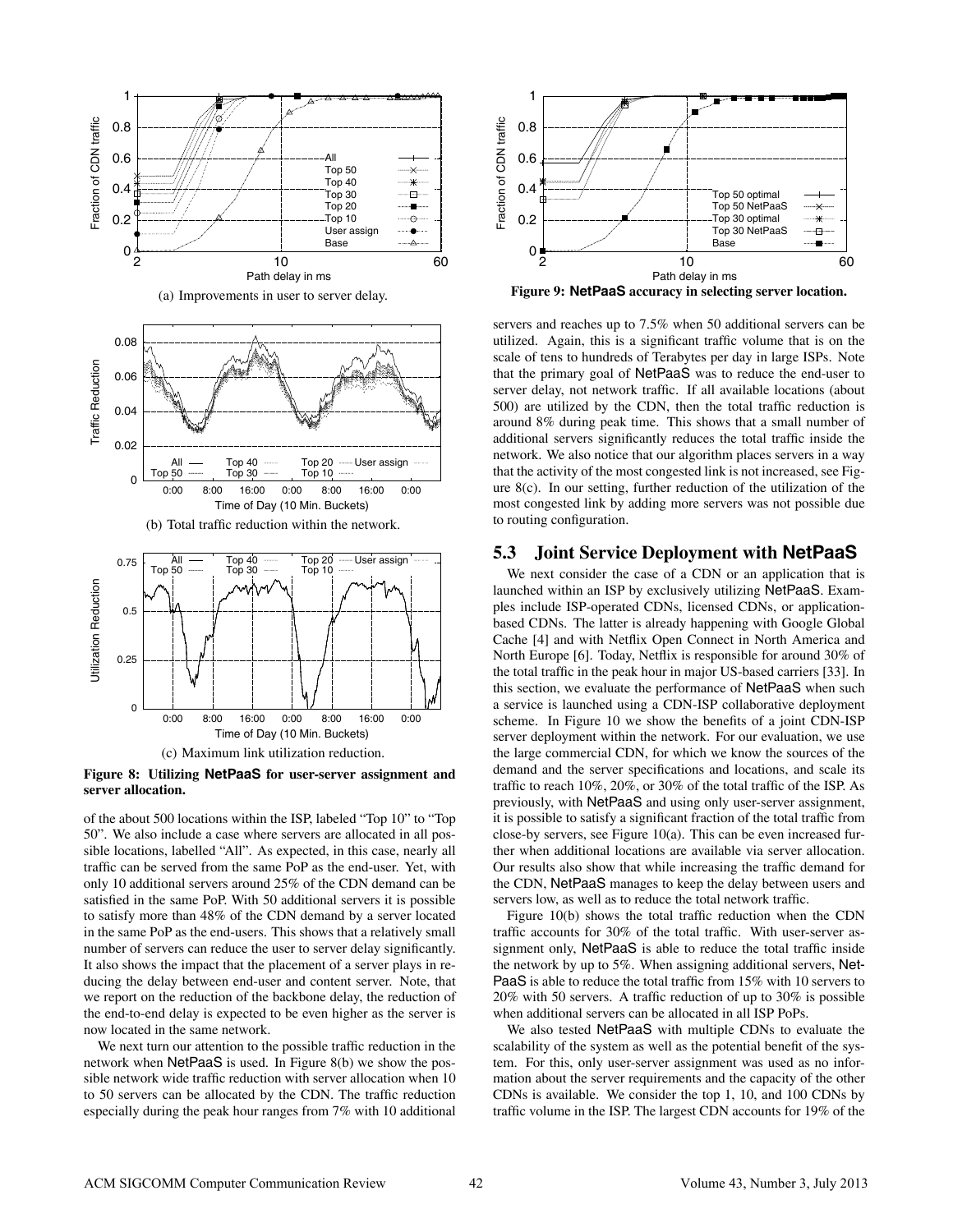(a) Improvements in user to server delay.

(b) Total traffic reduction within the network.

(c) Maximum link utilization reduction.

**Figure 8: Utilizing NetPaaS for user-server assignment and server allocation.**

of the about 500 locations within the ISP, labeled "Top 10" to "Top 50". We also include a case where servers are allocated in all possible locations, labelled "All". As expected, in this case, nearly all traffic can be served from the same PoP as the end-user. Yet, with only 10 additional servers around 25% of the CDN demand can be satisfied in the same PoP. With 50 additional servers it is possible to satisfy more than 48% of the CDN demand by a server located in the same PoP as the end-users. This shows that a relatively small number of servers can reduce the user to server delay significantly. It also shows the impact that the placement of a server plays in reducing the delay between end-user and content server. Note, that we report on the reduction of the backbone delay, the reduction of the end-to-end delay is expected to be even higher as the server is now located in the same network.

We next turn our attention to the possible traffic reduction in the network when NetPaaS is used. In Figure 8(b) we show the possible network wide traffic reduction with server allocation when 10 to 50 servers can be allocated by the CDN. The traffic reduction especially during the peak hour ranges from 7% with 10 additional servers and reaches up to 7.5% when 50 additional servers can be utilized. Again, this is a significant traffic volume that is on the scale of tens to hundreds of Terabytes per day in large ISPs. Note that the primary goal of NetPaaS was to reduce the end-user to server delay, not network traffic. If all available locations (about 500) are utilized by the CDN, then the total traffic reduction is around 8% during peak time. This shows that a small number of additional servers significantly reduces the total traffic inside the network. We also notice that our algorithm places servers in a way that the activity of the most congested link is not increased, see Figure 8(c). In our setting, further reduction of the utilization of the most congested link by adding more servers was not possible due to routing configuration.

**Figure 9: NetPaaS accuracy in selecting server location.**

## 5.3 Joint Service Deployment with NetPaaS

We next consider the case of a CDN or an application that is launched within an ISP by exclusively utilizing NetPaaS. Examples include ISP-operated CDNs, licensed CDNs, or application-based CDNs. The latter is already happening with Google Global Cache [4] and with Netflix Open Connect in North America and North Europe [6]. Today, Netflix is responsible for around 30% of the total traffic in the peak hour in major US-based carriers [33]. In this section, we evaluate the performance of NetPaaS when such a service is launched using a CDN-ISP collaborative deployment scheme. In Figure 10 we show the benefits of a joint CDN-ISP server deployment within the network. For our evaluation, we use the large commercial CDN, for which we know the sources of the demand and the server specifications and locations, and scale its traffic to reach 10%, 20%, or 30% of the total traffic of the ISP. As previously, with NetPaaS and using only user-server assignment, it is possible to satisfy a significant fraction of the total traffic from close-by servers, see Figure 10(a). This can be even increased further when additional locations are available via server allocation. Our results also show that while increasing the traffic demand for the CDN, NetPaaS manages to keep the delay between users and servers low, as well as to reduce the total network traffic.

Figure 10(b) shows the total traffic reduction when the CDN traffic accounts for 30% of the total traffic. With user-server assignment only, NetPaaS is able to reduce the total traffic inside the network by up to 5%. When assigning additional servers, NetPaaS is able to reduce the total traffic from 15% with 10 servers to 20% with 50 servers. A traffic reduction of up to 30% is possible when additional servers can be allocated in all ISP PoPs.

We also tested NetPaaS with multiple CDNs to evaluate the scalability of the system as well as the potential benefit of the system. For this, only user-server assignment was used as no information about the server requirements and the capacity of the other CDNs is available. We consider the top 1, 10, and 100 CDNs by traffic volume in the ISP. The largest CDN accounts for 19% of the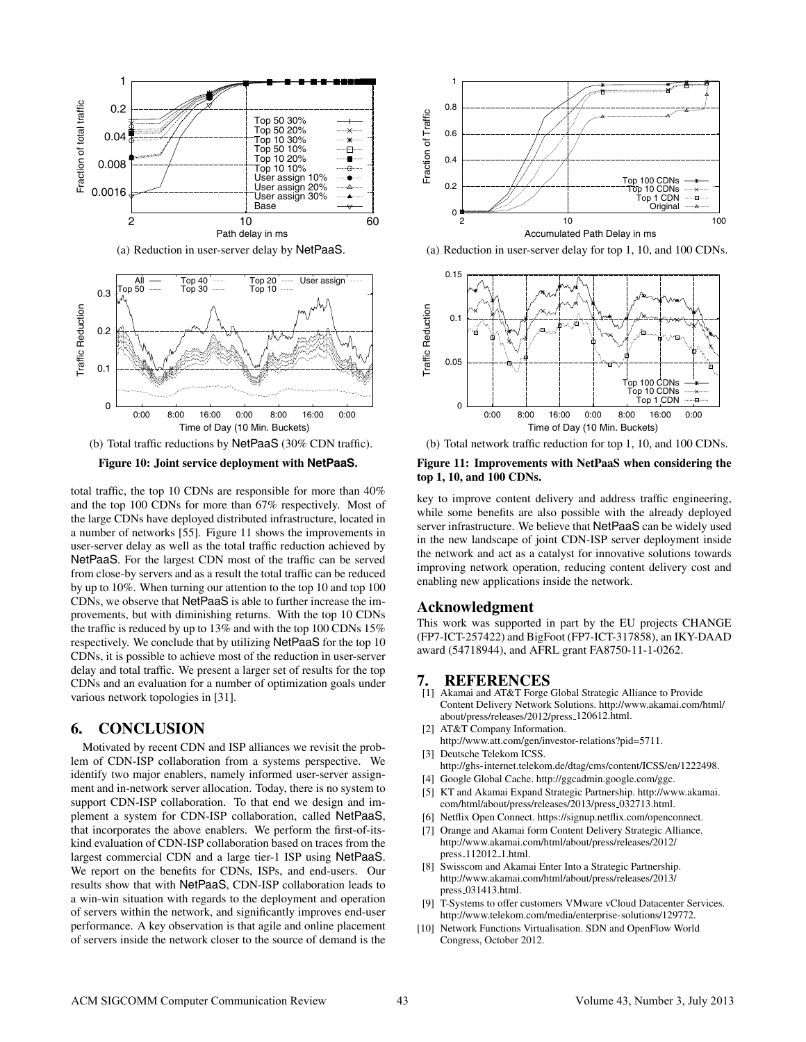(a) Reduction in user-server delay by NetPaaS.

(b) Total traffic reductions by NetPaaS (30% CDN traffic).

**Figure 10: Joint service deployment with NetPaaS.**

(a) Reduction in user-server delay for top 1, 10, and 100 CDNs.

(b) Total network traffic reduction for top 1, 10, and 100 CDNs.

**Figure 11: Improvements with NetPaaS when considering the top 1, 10, and 100 CDNs.**

total traffic, the top 10 CDNs are responsible for more than 40% and the top 100 CDNs for more than 67% respectively. Most of the large CDNs have deployed distributed infrastructure, located in a number of networks [55]. Figure 11 shows the improvements in user-server delay as well as the total traffic reduction achieved by NetPaaS. For the largest CDN most of the traffic can be served from close-by servers and as a result the total traffic can be reduced by up to 10%. When turning our attention to the top 10 and top 100 CDNs, we observe that NetPaaS is able to further increase the improvements, but with diminishing returns. With the top 10 CDNs the traffic is reduced by up to 13% and with the top 100 CDNs 15% respectively. We conclude that by utilizing NetPaaS for the top 10 CDNs, it is possible to achieve most of the reduction in user-server delay and total traffic. We present a larger set of results for the top CDNs and an evaluation for a number of optimization goals under various network topologies in [31].

## 6. CONCLUSION

Motivated by recent CDN and ISP alliances we revisit the problem of CDN-ISP collaboration from a systems perspective. We identify two major enablers, namely informed user-server assignment and in-network server allocation. Today, there is no system to support CDN-ISP collaboration. To that end we design and implement a system for CDN-ISP collaboration, called NetPaaS, that incorporates the above enablers. We perform the first-of-its-kind evaluation of CDN-ISP collaboration based on traces from the largest commercial CDN and a large tier-1 ISP using NetPaaS. We report on the benefits for CDNs, ISPs, and end-users. Our results show that with NetPaaS, CDN-ISP collaboration leads to a win-win situation with regards to the deployment and operation of servers within the network, and significantly improves end-user performance. A key observation is that agile and online placement of servers inside the network closer to the source of demand is the key to improve content delivery and address traffic engineering, while some benefits are also possible with the already deployed server infrastructure. We believe that NetPaaS can be widely used in the new landscape of joint CDN-ISP server deployment inside the network and act as a catalyst for innovative solutions towards improving network operation, reducing content delivery cost and enabling new applications inside the network.

## Acknowledgment

This work was supported in part by the EU projects CHANGE (FP7-ICT-257422) and BigFoot (FP7-ICT-317858), an IKY-DAAD award (54718944), and AFRL grant FA8750-11-1-0262.

## 7. REFERENCES

[1] Akamai and AT&T Forge Global Strategic Alliance to Provide Content Delivery Network Solutions. http://www.akamai.com/html/about/press/releases/2012/press_120612.html.

[2] AT&T Company Information. http://www.att.com/gen/investor-relations?pid=5711.

[3] Deutsche Telekom ICSS. http://ghs-internet.telekom.de/dtag/cms/content/ICSS/en/1222498.

[4] Google Global Cache. http://ggcadmin.google.com/ggc.

[5] KT and Akamai Expand Strategic Partnership. http://www.akamai.com/html/about/press/releases/2013/press_032713.html.

[6] Netflix Open Connect. https://signup.netflix.com/openconnect.

[7] Orange and Akamai form Content Delivery Strategic Alliance. http://www.akamai.com/html/about/press/releases/2012/press_112012_1.html.

[8] Swisscom and Akamai Enter Into a Strategic Partnership. http://www.akamai.com/html/about/press/releases/2013/press_031413.html.

[9] T-Systems to offer customers VMware vCloud Datacenter Services. http://www.telekom.com/media/enterprise-solutions/129772.

[10] Network Functions Virtualisation. SDN and OpenFlow World Congress, October 2012.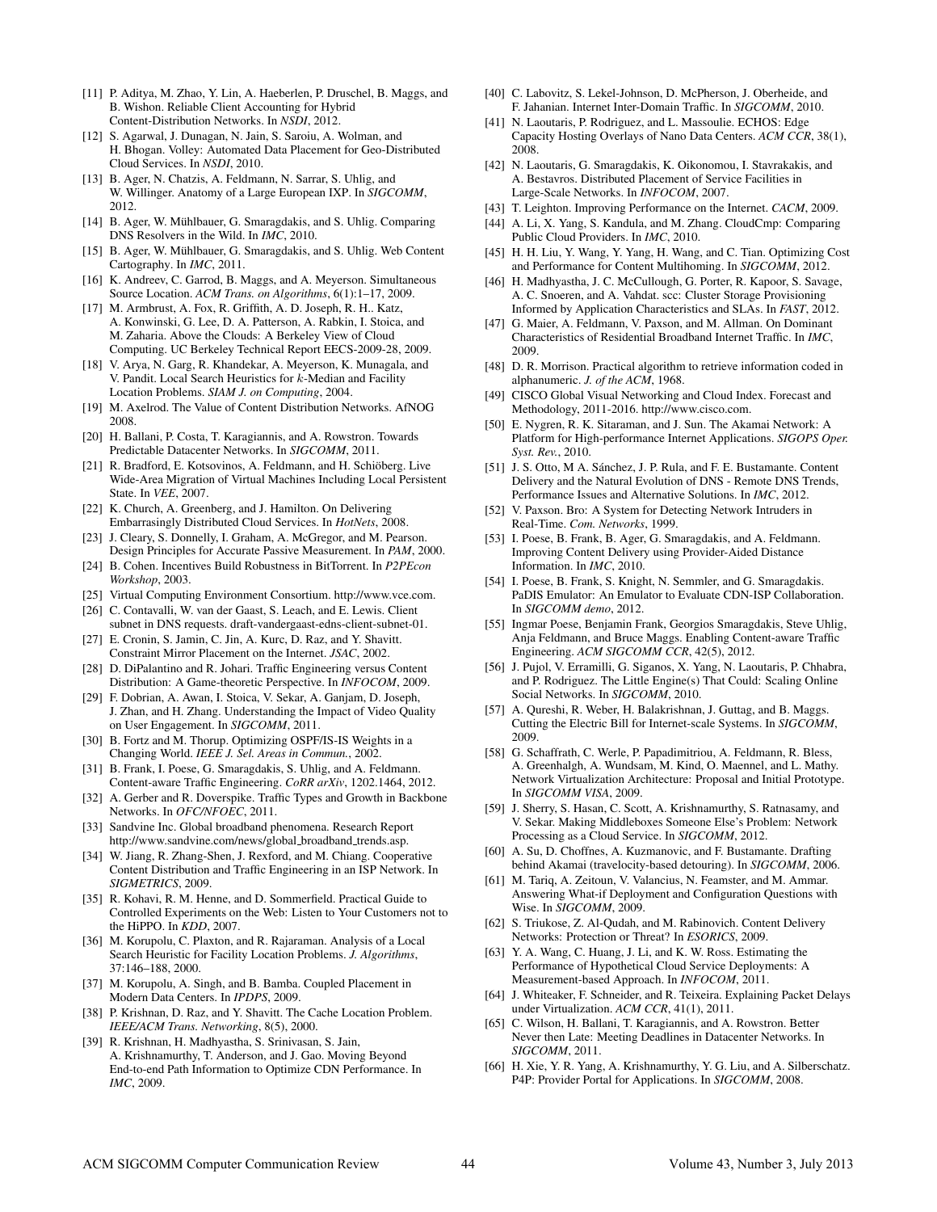[11] P. Aditya, M. Zhao, Y. Lin, A. Haeberlen, P. Druschel, B. Maggs, and B. Wishon. Reliable Client Accounting for Hybrid Content-Distribution Networks. In *NSDI*, 2012.

[12] S. Agarwal, J. Dunagan, N. Jain, S. Saroiu, A. Wolman, and H. Bhogan. Volley: Automated Data Placement for Geo-Distributed Cloud Services. In *NSDI*, 2010.

[13] B. Ager, N. Chatzis, A. Feldmann, N. Sarrar, S. Uhlig, and W. Willinger. Anatomy of a Large European IXP. In *SIGCOMM*, 2012.

[14] B. Ager, W. Mühlbauer, G. Smaragdakis, and S. Uhlig. Comparing DNS Resolvers in the Wild. In *IMC*, 2010.

[15] B. Ager, W. Mühlbauer, G. Smaragdakis, and S. Uhlig. Web Content Cartography. In *IMC*, 2011.

[16] K. Andreev, C. Garrod, B. Maggs, and A. Meyerson. Simultaneous Source Location. *ACM Trans. on Algorithms*, 6(1):1–17, 2009.

[17] M. Armbrust, A. Fox, R. Griffith, A. D. Joseph, R. H.. Katz, A. Konwinski, G. Lee, D. A. Patterson, A. Rabkin, I. Stoica, and M. Zaharia. Above the Clouds: A Berkeley View of Cloud Computing. UC Berkeley Technical Report EECS-2009-28, 2009.

[18] V. Arya, N. Garg, R. Khandekar, A. Meyerson, K. Munagala, and V. Pandit. Local Search Heuristics for $k$-Median and Facility Location Problems. *SIAM J. on Computing*, 2004.

[19] M. Axelrod. The Value of Content Distribution Networks. AfNOG 2008.

[20] H. Ballani, P. Costa, T. Karagiannis, and A. Rowstron. Towards Predictable Datacenter Networks. In *SIGCOMM*, 2011.

[21] R. Bradford, E. Kotsovinos, A. Feldmann, and H. Schiöberg. Live Wide-Area Migration of Virtual Machines Including Local Persistent State. In *VEE*, 2007.

[22] K. Church, A. Greenberg, and J. Hamilton. On Delivering Embarrassingly Distributed Cloud Services. In *HotNets*, 2008.

[23] J. Cleary, S. Donnelly, I. Graham, A. McGregor, and M. Pearson. Design Principles for Accurate Passive Measurement. In *PAM*, 2000.

[24] B. Cohen. Incentives Build Robustness in BitTorrent. In *P2PEcon Workshop*, 2003.

[25] Virtual Computing Environment Consortium. http://www.vce.com.

[26] C. Contavalli, W. van der Gaast, S. Leach, and E. Lewis. Client subnet in DNS requests. draft-vandergaast-edns-client-subnet-01.

[27] E. Cronin, S. Jamin, C. Jin, A. Kurc, D. Raz, and Y. Shavitt. Constraint Mirror Placement on the Internet. *JSAC*, 2002.

[28] D. DiPalantino and R. Johari. Traffic Engineering versus Content Distribution: A Game-theoretic Perspective. In *INFOCOM*, 2009.

[29] F. Dobrian, A. Awan, I. Stoica, V. Sekar, A. Ganjam, D. Joseph, J. Zhan, and H. Zhang. Understanding the Impact of Video Quality on User Engagement. In *SIGCOMM*, 2011.

[30] B. Fortz and M. Thorup. Optimizing OSPF/IS-IS Weights in a Changing World. *IEEE J. Sel. Areas in Commun.*, 2002.

[31] B. Frank, I. Poese, G. Smaragdakis, S. Uhlig, and A. Feldmann. Content-aware Traffic Engineering. *CoRR arXiv*, 1202.1464, 2012.

[32] A. Gerber and R. Doverspike. Traffic Types and Growth in Backbone Networks. In *OFC/NFOEC*, 2011.

[33] Sandvine Inc. Global broadband phenomena. Research Report http://www.sandvine.com/news/global_broadband_trends.asp.

[34] W. Jiang, R. Zhang-Shen, J. Rexford, and M. Chiang. Cooperative Content Distribution and Traffic Engineering in an ISP Network. In *SIGMETRICS*, 2009.

[35] R. Kohavi, R. M. Henne, and D. Sommerfield. Practical Guide to Controlled Experiments on the Web: Listen to Your Customers not to the HiPPO. In *KDD*, 2007.

[36] M. Korupolu, C. Plaxton, and R. Rajaraman. Analysis of a Local Search Heuristic for Facility Location Problems. *J. Algorithms*, 37:146–188, 2000.

[37] M. Korupolu, A. Singh, and B. Bamba. Coupled Placement in Modern Data Centers. In *IPDPS*, 2009.

[38] P. Krishnan, D. Raz, and Y. Shavitt. The Cache Location Problem. *IEEE/ACM Trans. Networking*, 8(5), 2000.

[39] R. Krishnan, H. Madhyastha, S. Srinivasan, S. Jain, A. Krishnamurthy, T. Anderson, and J. Gao. Moving Beyond End-to-end Path Information to Optimize CDN Performance. In *IMC*, 2009.

[40] C. Labovitz, S. Lekel-Johnson, D. McPherson, J. Oberheide, and F. Jahanian. Internet Inter-Domain Traffic. In *SIGCOMM*, 2010.

[41] N. Laoutaris, P. Rodriguez, and L. Massoulie. ECHOS: Edge Capacity Hosting Overlays of Nano Data Centers. *ACM CCR*, 38(1), 2008.

[42] N. Laoutaris, G. Smaragdakis, K. Oikonomou, I. Stavrakakis, and A. Bestavros. Distributed Placement of Service Facilities in Large-Scale Networks. In *INFOCOM*, 2007.

[43] T. Leighton. Improving Performance on the Internet. *CACM*, 2009.

[44] A. Li, X. Yang, S. Kandula, and M. Zhang. CloudCmp: Comparing Public Cloud Providers. In *IMC*, 2010.

[45] H. H. Liu, Y. Wang, Y. Yang, H. Wang, and C. Tian. Optimizing Cost and Performance for Content Multihoming. In *SIGCOMM*, 2012.

[46] H. Madhyastha, J. C. McCullough, G. Porter, R. Kapoor, S. Savage, A. C. Snoeren, and A. Vahdat. scc: Cluster Storage Provisioning Informed by Application Characteristics and SLAs. In *FAST*, 2012.

[47] G. Maier, A. Feldmann, V. Paxson, and M. Allman. On Dominant Characteristics of Residential Broadband Internet Traffic. In *IMC*, 2009.

[48] D. R. Morrison. Practical algorithm to retrieve information coded in alphanumeric. *J. of the ACM*, 1968.

[49] CISCO Global Visual Networking and Cloud Index. Forecast and Methodology, 2011-2016. http://www.cisco.com.

[50] E. Nygren, R. K. Sitaraman, and J. Sun. The Akamai Network: A Platform for High-performance Internet Applications. *SIGOPS Oper. Syst. Rev.*, 2010.

[51] J. S. Otto, M A. Sánchez, J. P. Rula, and F. E. Bustamante. Content Delivery and the Natural Evolution of DNS - Remote DNS Trends, Performance Issues and Alternative Solutions. In *IMC*, 2012.

[52] V. Paxson. Bro: A System for Detecting Network Intruders in Real-Time. *Com. Networks*, 1999.

[53] I. Poese, B. Frank, B. Ager, G. Smaragdakis, and A. Feldmann. Improving Content Delivery using Provider-Aided Distance Information. In *IMC*, 2010.

[54] I. Poese, B. Frank, S. Knight, N. Semmler, and G. Smaragdakis. PaDIS Emulator: An Emulator to Evaluate CDN-ISP Collaboration. In *SIGCOMM demo*, 2012.

[55] Ingmar Poese, Benjamin Frank, Georgios Smaragdakis, Steve Uhlig, Anja Feldmann, and Bruce Maggs. Enabling Content-aware Traffic Engineering. *ACM SIGCOMM CCR*, 42(5), 2012.

[56] J. Pujol, V. Erramilli, G. Siganos, X. Yang, N. Laoutaris, P. Chhabra, and P. Rodriguez. The Little Engine(s) That Could: Scaling Online Social Networks. In *SIGCOMM*, 2010.

[57] A. Qureshi, R. Weber, H. Balakrishnan, J. Guttag, and B. Maggs. Cutting the Electric Bill for Internet-scale Systems. In *SIGCOMM*, 2009.

[58] G. Schaffrath, C. Werle, P. Papadimitriou, A. Feldmann, R. Bless, A. Greenhalgh, A. Wundsam, M. Kind, O. Maennel, and L. Mathy. Network Virtualization Architecture: Proposal and Initial Prototype. In *SIGCOMM VISA*, 2009.

[59] J. Sherry, S. Hasan, C. Scott, A. Krishnamurthy, S. Ratnasamy, and V. Sekar. Making Middleboxes Someone Else's Problem: Network Processing as a Cloud Service. In *SIGCOMM*, 2012.

[60] A. Su, D. Choffnes, A. Kuzmanovic, and F. Bustamante. Drafting behind Akamai (travelocity-based detouring). In *SIGCOMM*, 2006.

[61] M. Tariq, A. Zeitoun, V. Valancius, N. Feamster, and M. Ammar. Answering What-if Deployment and Configuration Questions with Wise. In *SIGCOMM*, 2009.

[62] S. Triukose, Z. Al-Qudah, and M. Rabinovich. Content Delivery Networks: Protection or Threat? In *ESORICS*, 2009.

[63] Y. A. Wang, C. Huang, J. Li, and K. W. Ross. Estimating the Performance of Hypothetical Cloud Service Deployments: A Measurement-based Approach. In *INFOCOM*, 2011.

[64] J. Whiteaker, F. Schneider, and R. Teixeira. Explaining Packet Delays under Virtualization. *ACM CCR*, 41(1), 2011.

[65] C. Wilson, H. Ballani, T. Karagiannis, and A. Rowstron. Better Never then Late: Meeting Deadlines in Datacenter Networks. In *SIGCOMM*, 2011.

[66] H. Xie, Y. R. Yang, A. Krishnamurthy, Y. G. Liu, and A. Silberschatz. P4P: Provider Portal for Applications. In *SIGCOMM*, 2008.